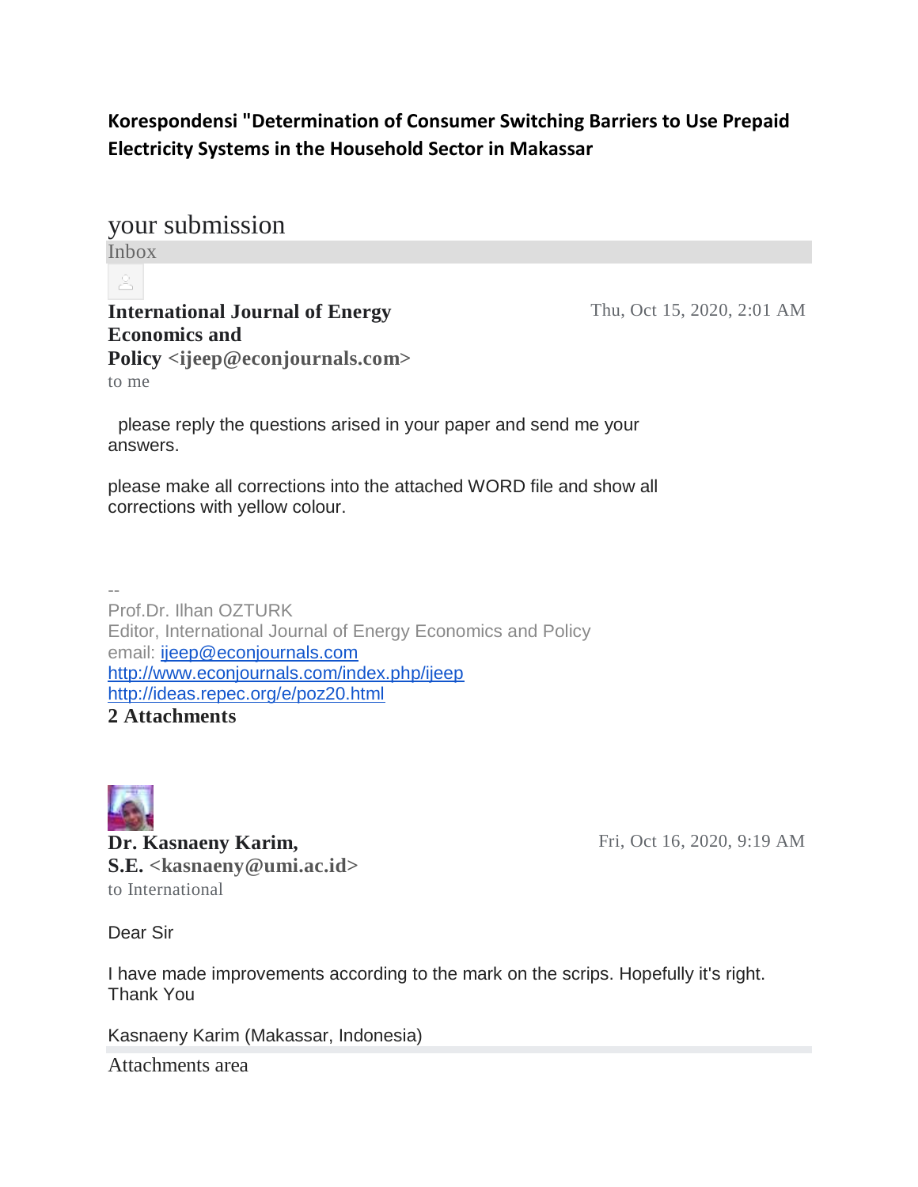**Korespondensi "Determination of Consumer Switching Barriers to Use Prepaid Electricity Systems in the Household Sector in Makassar**

# your submission

Inbox

**International Journal of Energy Economics and Policy <ijeep@econjournals.com>**

Thu, Oct 15, 2020, 2:01 AM

to me

please reply the questions arised in your paper and send me your answers.

please make all corrections into the attached WORD file and show all corrections with yellow colour.

--
Prof.Dr. Ilhan OZTURK
Editor, International Journal of Energy Economics and Policy
email: ijeep@econjournals.com
http://www.econjournals.com/index.php/ijeep
http://ideas.repec.org/e/poz20.html

**2 Attachments**

**Dr. Kasnaeny Karim, S.E. <kasnaeny@umi.ac.id>**

Fri, Oct 16, 2020, 9:19 AM

to International

Dear Sir

I have made improvements according to the mark on the scrips. Hopefully it's right.
Thank You

Kasnaeny Karim (Makassar, Indonesia)

Attachments area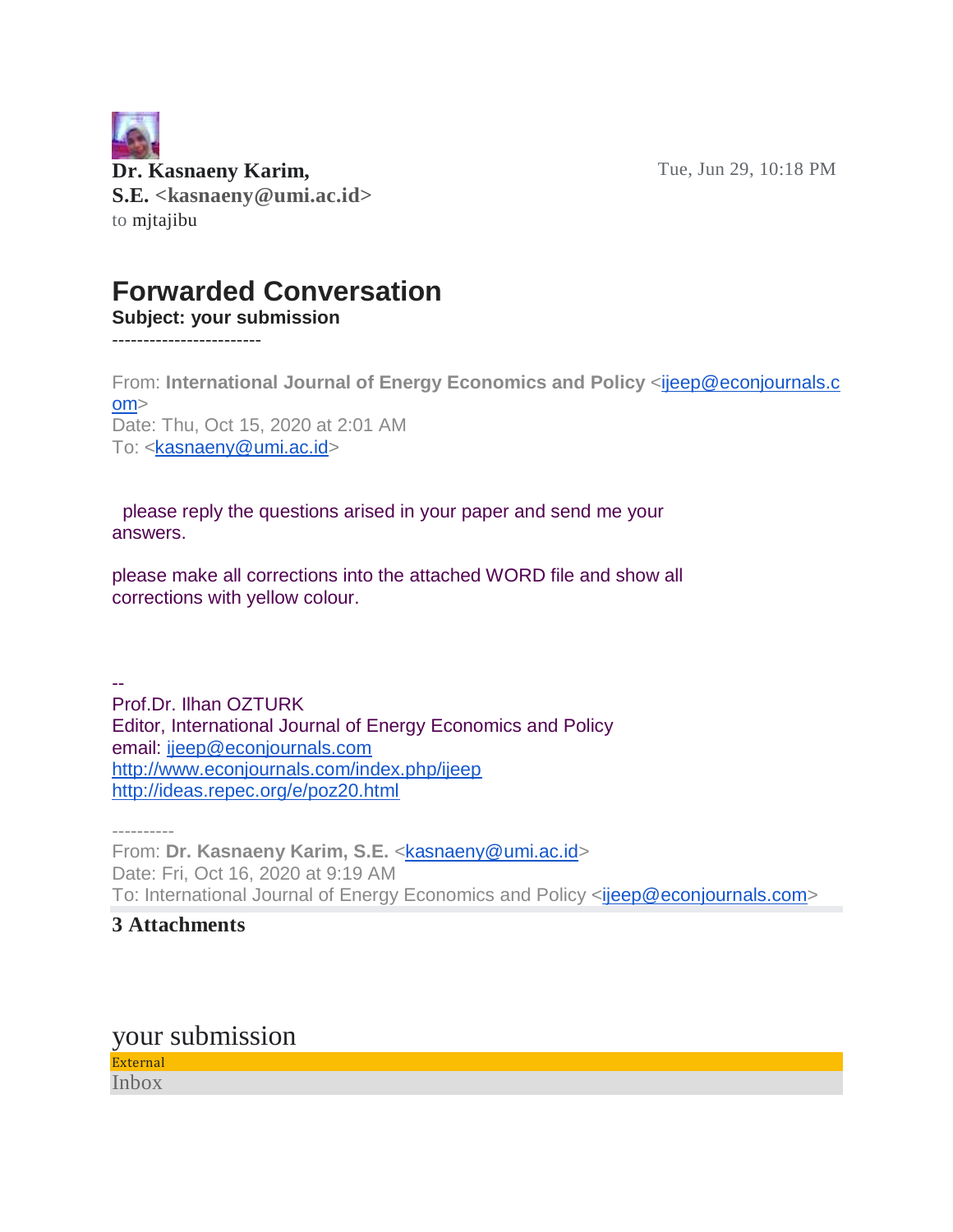**Dr. Kasnaeny Karim, S.E. <kasnaeny@umi.ac.id>**
to mjtajibu

Tue, Jun 29, 10:18 PM

# Forwarded Conversation

**Subject: your submission**

------------------------

From: **International Journal of Energy Economics and Policy** <ijeep@econjournals.com>
Date: Thu, Oct 15, 2020 at 2:01 AM
To: <kasnaeny@umi.ac.id>

please reply the questions arised in your paper and send me your answers.

please make all corrections into the attached WORD file and show all corrections with yellow colour.

--
Prof.Dr. Ilhan OZTURK
Editor, International Journal of Energy Economics and Policy
email: ijeep@econjournals.com
http://www.econjournals.com/index.php/ijeep
http://ideas.repec.org/e/poz20.html

----------
From: **Dr. Kasnaeny Karim, S.E.** <kasnaeny@umi.ac.id>
Date: Fri, Oct 16, 2020 at 9:19 AM
To: International Journal of Energy Economics and Policy <ijeep@econjournals.com>

**3 Attachments**

## your submission

External

Inbox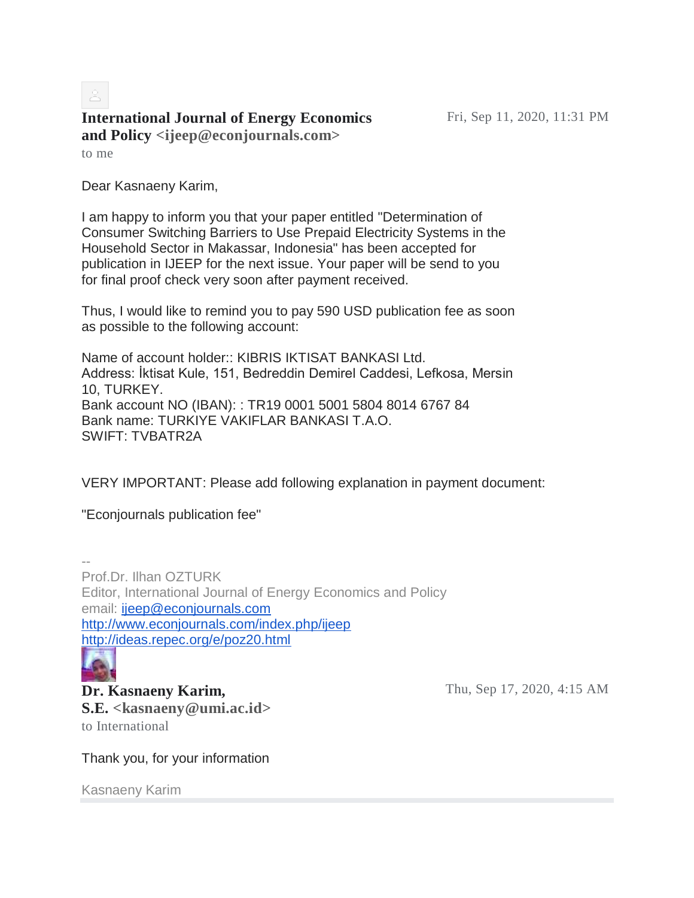**International Journal of Energy Economics and Policy** <ijeep@econjournals.com>

to me

Fri, Sep 11, 2020, 11:31 PM

Dear Kasnaeny Karim,

I am happy to inform you that your paper entitled "Determination of Consumer Switching Barriers to Use Prepaid Electricity Systems in the Household Sector in Makassar, Indonesia" has been accepted for publication in IJEEP for the next issue. Your paper will be send to you for final proof check very soon after payment received.

Thus, I would like to remind you to pay 590 USD publication fee as soon as possible to the following account:

Name of account holder:: KIBRIS IKTISAT BANKASI Ltd.
Address: İktisat Kule, 151, Bedreddin Demirel Caddesi, Lefkosa, Mersin 10, TURKEY.
Bank account NO (IBAN): : TR19 0001 5001 5804 8014 6767 84
Bank name: TURKIYE VAKIFLAR BANKASI T.A.O.
SWIFT: TVBATR2A

VERY IMPORTANT: Please add following explanation in payment document:

"Econjournals publication fee"

--
Prof.Dr. Ilhan OZTURK
Editor, International Journal of Energy Economics and Policy
email: ijeep@econjournals.com
http://www.econjournals.com/index.php/ijeep
http://ideas.repec.org/e/poz20.html

**Dr. Kasnaeny Karim, S.E.** <kasnaeny@umi.ac.id>

to International

Thu, Sep 17, 2020, 4:15 AM

Thank you, for your information

Kasnaeny Karim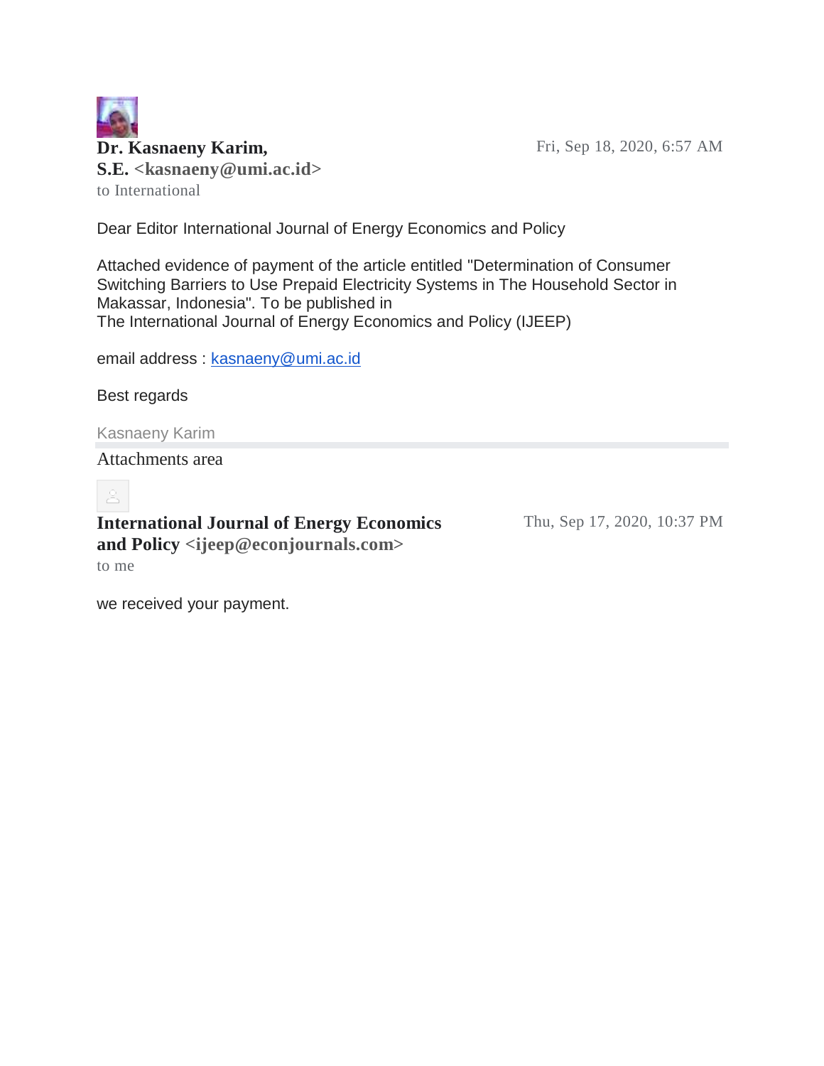**Dr. Kasnaeny Karim, S.E. <kasnaeny@umi.ac.id>**

Fri, Sep 18, 2020, 6:57 AM

to International

Dear Editor International Journal of Energy Economics and Policy

Attached evidence of payment of the article entitled "Determination of Consumer Switching Barriers to Use Prepaid Electricity Systems in The Household Sector in Makassar, Indonesia". To be published in
The International Journal of Energy Economics and Policy (IJEEP)

email address : kasnaeny@umi.ac.id

Best regards

Kasnaeny Karim

Attachments area

**International Journal of Energy Economics and Policy <ijeep@econjournals.com>**

Thu, Sep 17, 2020, 10:37 PM

to me

we received your payment.